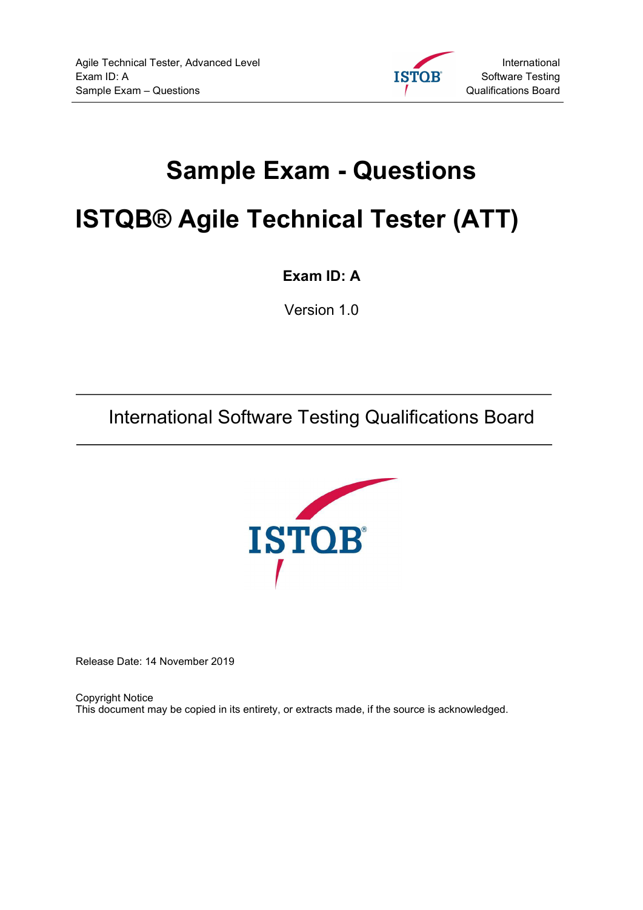# Sample Exam - Questions

# ISTQB® Agile Technical Tester (ATT)

**Exam ID: A**

Version 1.0

International Software Testing Qualifications Board

Release Date: 14 November 2019

Copyright Notice
This document may be copied in its entirety, or extracts made, if the source is acknowledged.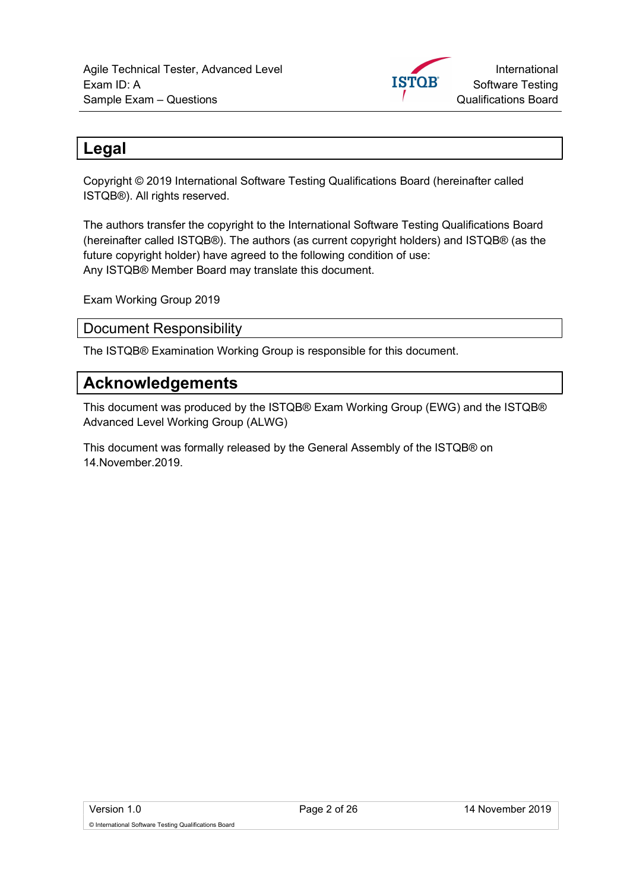# Legal

Copyright © 2019 International Software Testing Qualifications Board (hereinafter called ISTQB®). All rights reserved.

The authors transfer the copyright to the International Software Testing Qualifications Board (hereinafter called ISTQB®). The authors (as current copyright holders) and ISTQB® (as the future copyright holder) have agreed to the following condition of use:
Any ISTQB® Member Board may translate this document.

Exam Working Group 2019

## Document Responsibility

The ISTQB® Examination Working Group is responsible for this document.

# Acknowledgements

This document was produced by the ISTQB® Exam Working Group (EWG) and the ISTQB® Advanced Level Working Group (ALWG)

This document was formally released by the General Assembly of the ISTQB® on 14.November.2019.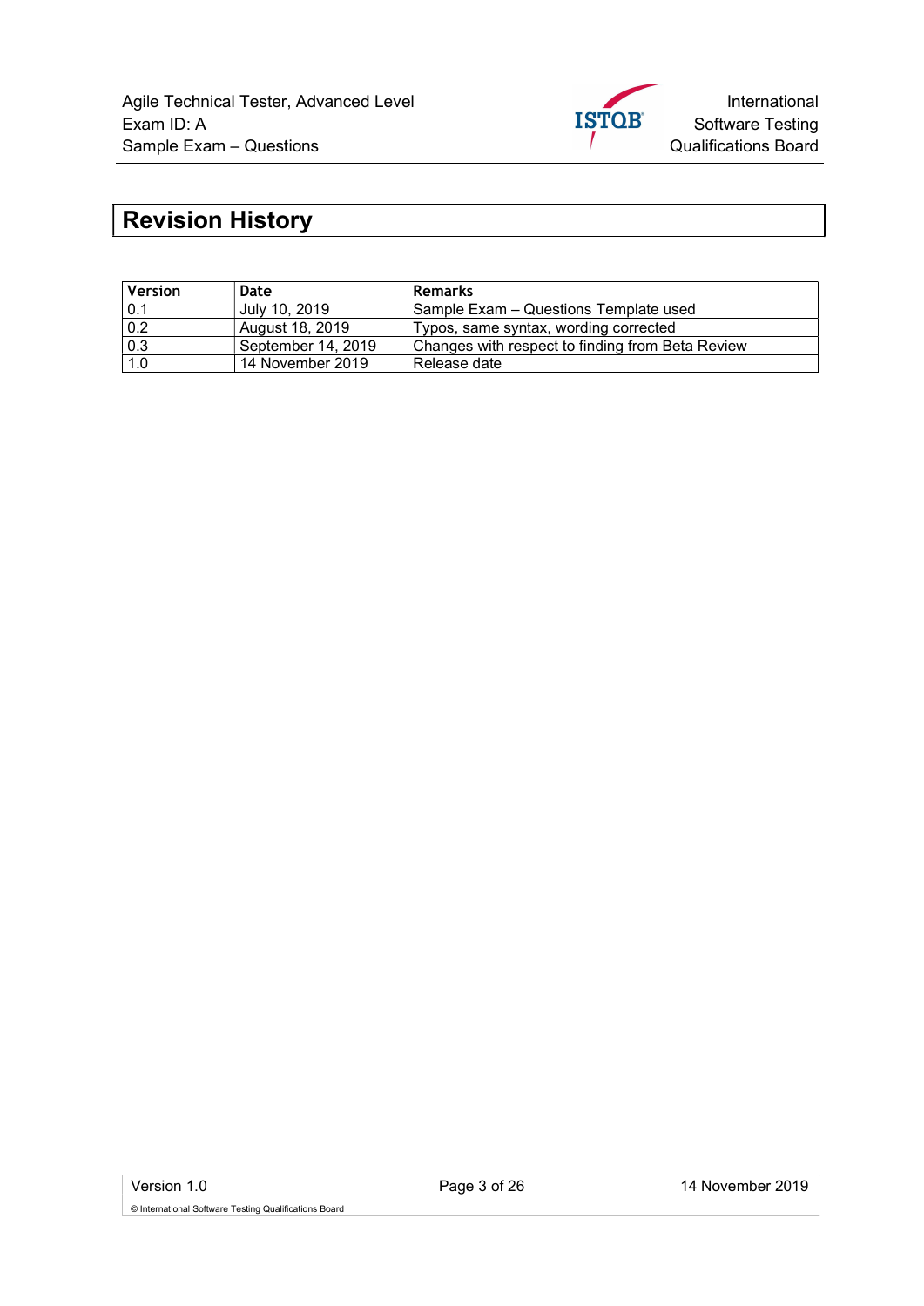# Revision History

| Version | Date | Remarks |
|---|---|---|
| 0.1 | July 10, 2019 | Sample Exam – Questions Template used |
| 0.2 | August 18, 2019 | Typos, same syntax, wording corrected |
| 0.3 | September 14, 2019 | Changes with respect to finding from Beta Review |
| 1.0 | 14 November 2019 | Release date |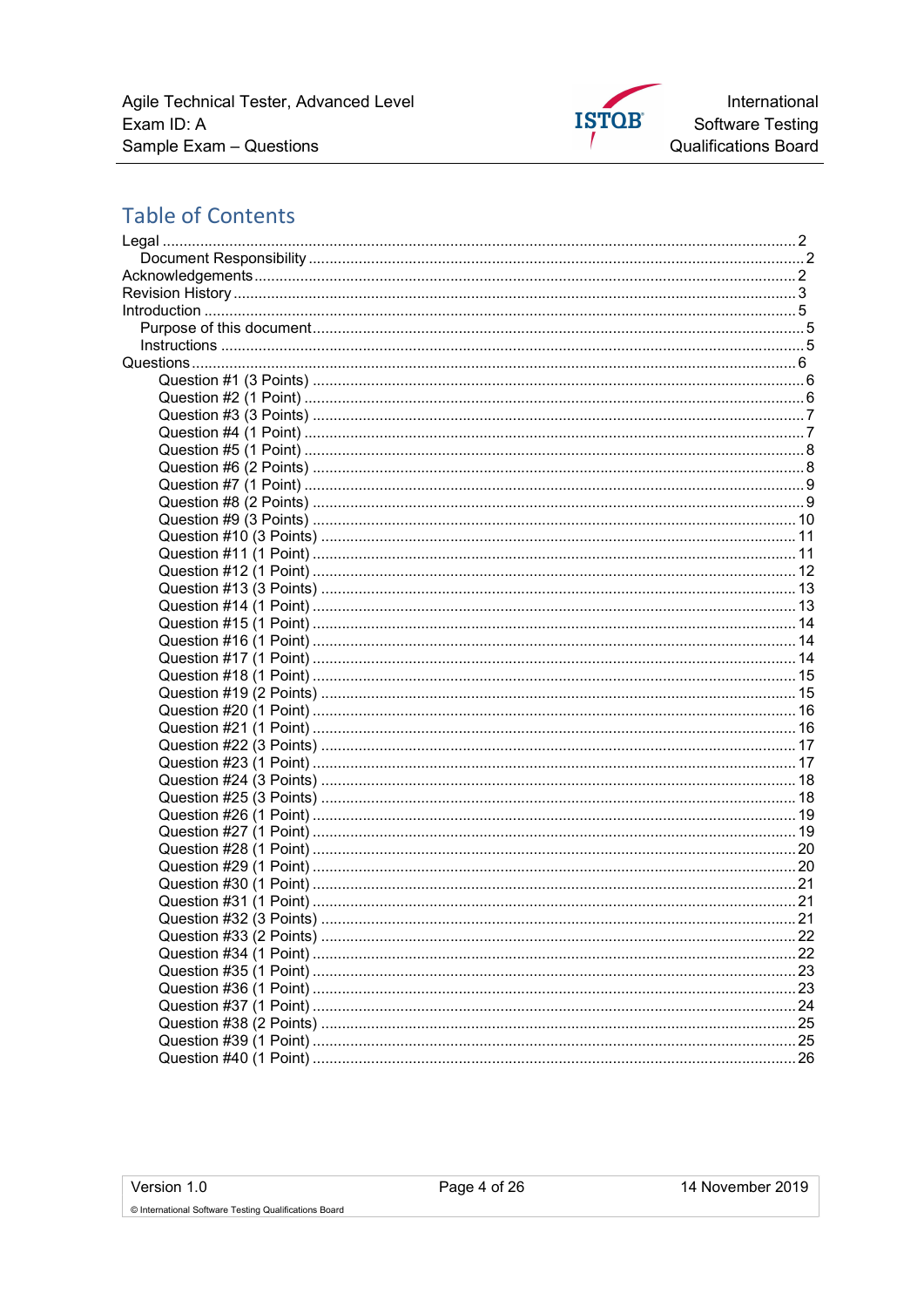# Table of Contents

Legal ..... 2
- Document Responsibility ..... 2

Acknowledgements ..... 2
Revision History ..... 3
Introduction ..... 5
- Purpose of this document ..... 5
- Instructions ..... 5

Questions ..... 6
- Question #1 (3 Points) ..... 6
- Question #2 (1 Point) ..... 6
- Question #3 (3 Points) ..... 7
- Question #4 (1 Point) ..... 7
- Question #5 (1 Point) ..... 8
- Question #6 (2 Points) ..... 8
- Question #7 (1 Point) ..... 9
- Question #8 (2 Points) ..... 9
- Question #9 (3 Points) ..... 10
- Question #10 (3 Points) ..... 11
- Question #11 (1 Point) ..... 11
- Question #12 (1 Point) ..... 12
- Question #13 (3 Points) ..... 13
- Question #14 (1 Point) ..... 13
- Question #15 (1 Point) ..... 14
- Question #16 (1 Point) ..... 14
- Question #17 (1 Point) ..... 14
- Question #18 (1 Point) ..... 15
- Question #19 (2 Points) ..... 15
- Question #20 (1 Point) ..... 16
- Question #21 (1 Point) ..... 16
- Question #22 (3 Points) ..... 17
- Question #23 (1 Point) ..... 17
- Question #24 (3 Points) ..... 18
- Question #25 (3 Points) ..... 18
- Question #26 (1 Point) ..... 19
- Question #27 (1 Point) ..... 19
- Question #28 (1 Point) ..... 20
- Question #29 (1 Point) ..... 20
- Question #30 (1 Point) ..... 21
- Question #31 (1 Point) ..... 21
- Question #32 (3 Points) ..... 21
- Question #33 (2 Points) ..... 22
- Question #34 (1 Point) ..... 22
- Question #35 (1 Point) ..... 23
- Question #36 (1 Point) ..... 23
- Question #37 (1 Point) ..... 24
- Question #38 (2 Points) ..... 25
- Question #39 (1 Point) ..... 25
- Question #40 (1 Point) ..... 26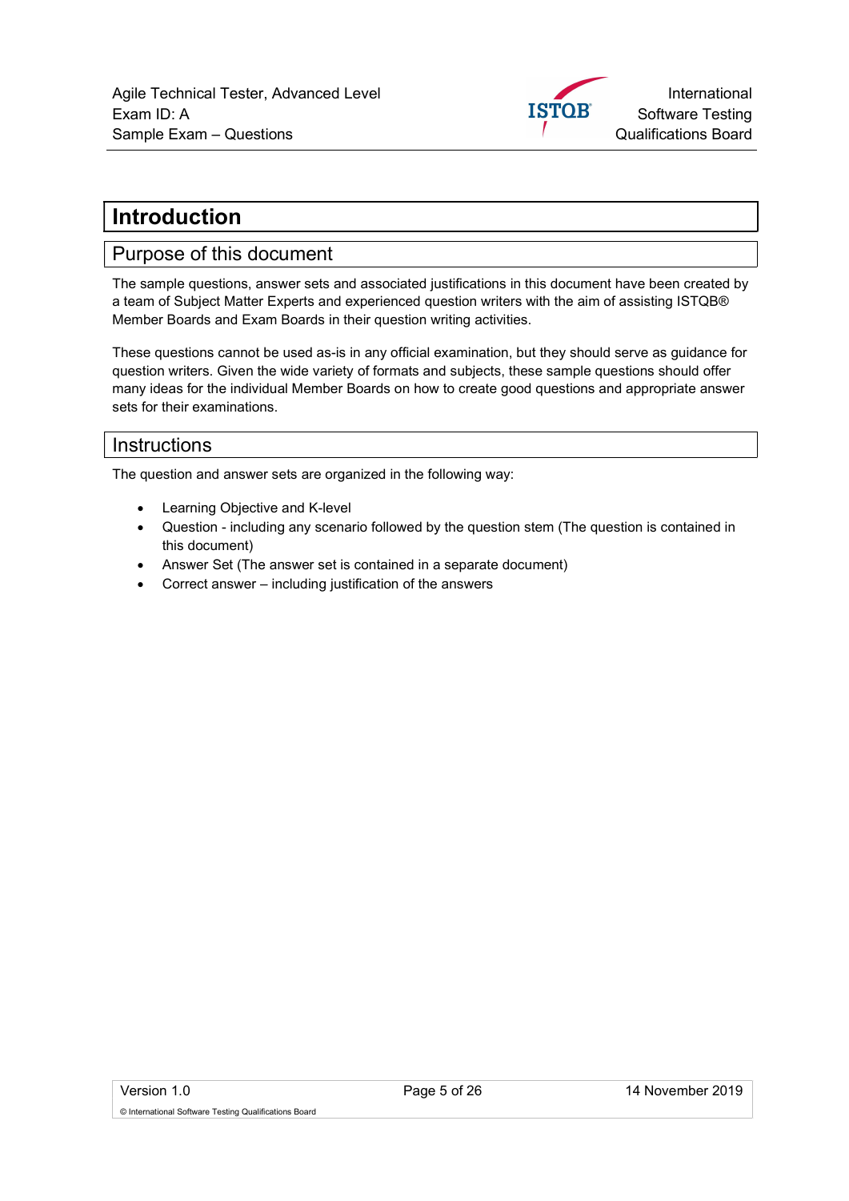# Introduction

## Purpose of this document

The sample questions, answer sets and associated justifications in this document have been created by a team of Subject Matter Experts and experienced question writers with the aim of assisting ISTQB® Member Boards and Exam Boards in their question writing activities.

These questions cannot be used as-is in any official examination, but they should serve as guidance for question writers. Given the wide variety of formats and subjects, these sample questions should offer many ideas for the individual Member Boards on how to create good questions and appropriate answer sets for their examinations.

## Instructions

The question and answer sets are organized in the following way:

- Learning Objective and K-level
- Question - including any scenario followed by the question stem (The question is contained in this document)
- Answer Set (The answer set is contained in a separate document)
- Correct answer – including justification of the answers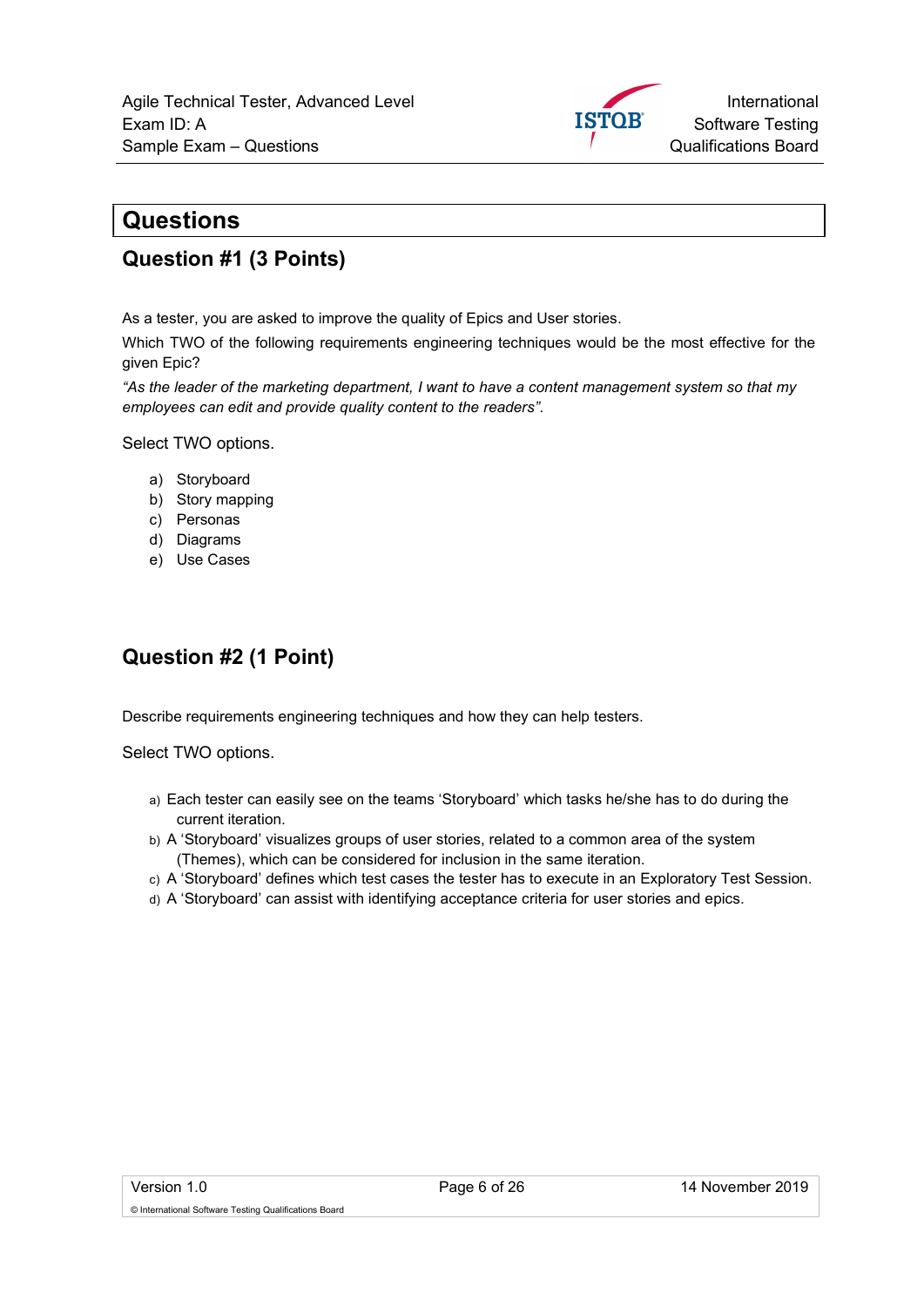# Questions

## Question #1 (3 Points)

As a tester, you are asked to improve the quality of Epics and User stories.

Which TWO of the following requirements engineering techniques would be the most effective for the given Epic?

*"As the leader of the marketing department, I want to have a content management system so that my employees can edit and provide quality content to the readers".*

Select TWO options.

a) Storyboard
b) Story mapping
c) Personas
d) Diagrams
e) Use Cases

## Question #2 (1 Point)

Describe requirements engineering techniques and how they can help testers.

Select TWO options.

a) Each tester can easily see on the teams 'Storyboard' which tasks he/she has to do during the current iteration.
b) A 'Storyboard' visualizes groups of user stories, related to a common area of the system (Themes), which can be considered for inclusion in the same iteration.
c) A 'Storyboard' defines which test cases the tester has to execute in an Exploratory Test Session.
d) A 'Storyboard' can assist with identifying acceptance criteria for user stories and epics.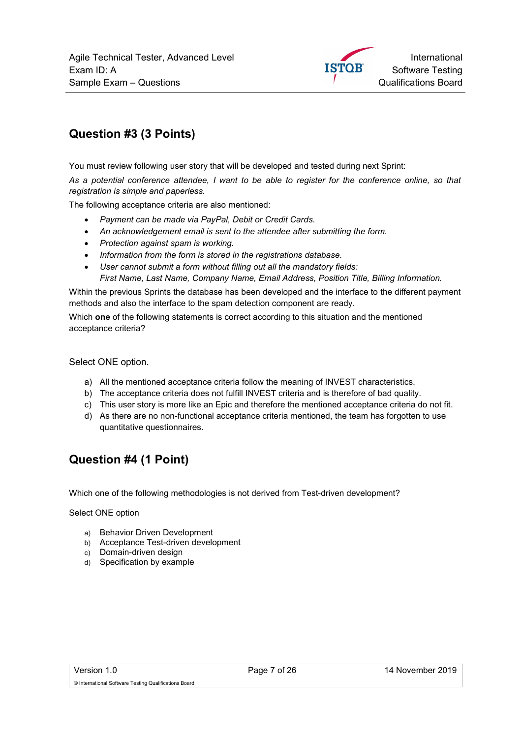## Question #3 (3 Points)

You must review following user story that will be developed and tested during next Sprint:

*As a potential conference attendee, I want to be able to register for the conference online, so that registration is simple and paperless.*

The following acceptance criteria are also mentioned:

- *Payment can be made via PayPal, Debit or Credit Cards.*
- *An acknowledgement email is sent to the attendee after submitting the form.*
- *Protection against spam is working.*
- *Information from the form is stored in the registrations database.*
- *User cannot submit a form without filling out all the mandatory fields:*
  *First Name, Last Name, Company Name, Email Address, Position Title, Billing Information.*

Within the previous Sprints the database has been developed and the interface to the different payment methods and also the interface to the spam detection component are ready.

Which **one** of the following statements is correct according to this situation and the mentioned acceptance criteria?

Select ONE option.

a) All the mentioned acceptance criteria follow the meaning of INVEST characteristics.
b) The acceptance criteria does not fulfill INVEST criteria and is therefore of bad quality.
c) This user story is more like an Epic and therefore the mentioned acceptance criteria do not fit.
d) As there are no non-functional acceptance criteria mentioned, the team has forgotten to use quantitative questionnaires.

## Question #4 (1 Point)

Which one of the following methodologies is not derived from Test-driven development?

Select ONE option

a) Behavior Driven Development
b) Acceptance Test-driven development
c) Domain-driven design
d) Specification by example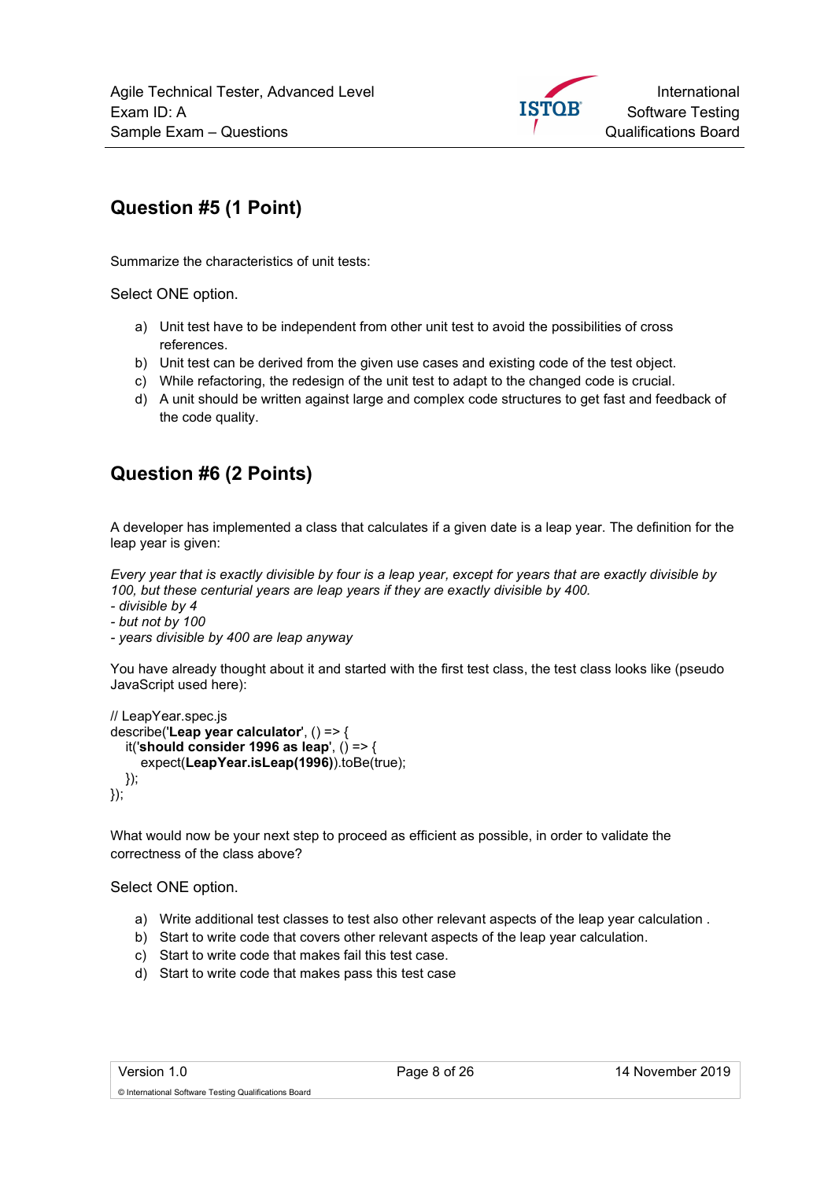## Question #5 (1 Point)

Summarize the characteristics of unit tests:

Select ONE option.

a) Unit test have to be independent from other unit test to avoid the possibilities of cross references.
b) Unit test can be derived from the given use cases and existing code of the test object.
c) While refactoring, the redesign of the unit test to adapt to the changed code is crucial.
d) A unit should be written against large and complex code structures to get fast and feedback of the code quality.

## Question #6 (2 Points)

A developer has implemented a class that calculates if a given date is a leap year. The definition for the leap year is given:

*Every year that is exactly divisible by four is a leap year, except for years that are exactly divisible by 100, but these centurial years are leap years if they are exactly divisible by 400.*
*- divisible by 4*
*- but not by 100*
*- years divisible by 400 are leap anyway*

You have already thought about it and started with the first test class, the test class looks like (pseudo JavaScript used here):

```
// LeapYear.spec.js
describe('Leap year calculator', () => {
  it('should consider 1996 as leap', () => {
    expect(LeapYear.isLeap(1996)).toBe(true);
  });
});
```

What would now be your next step to proceed as efficient as possible, in order to validate the correctness of the class above?

Select ONE option.

a) Write additional test classes to test also other relevant aspects of the leap year calculation .
b) Start to write code that covers other relevant aspects of the leap year calculation.
c) Start to write code that makes fail this test case.
d) Start to write code that makes pass this test case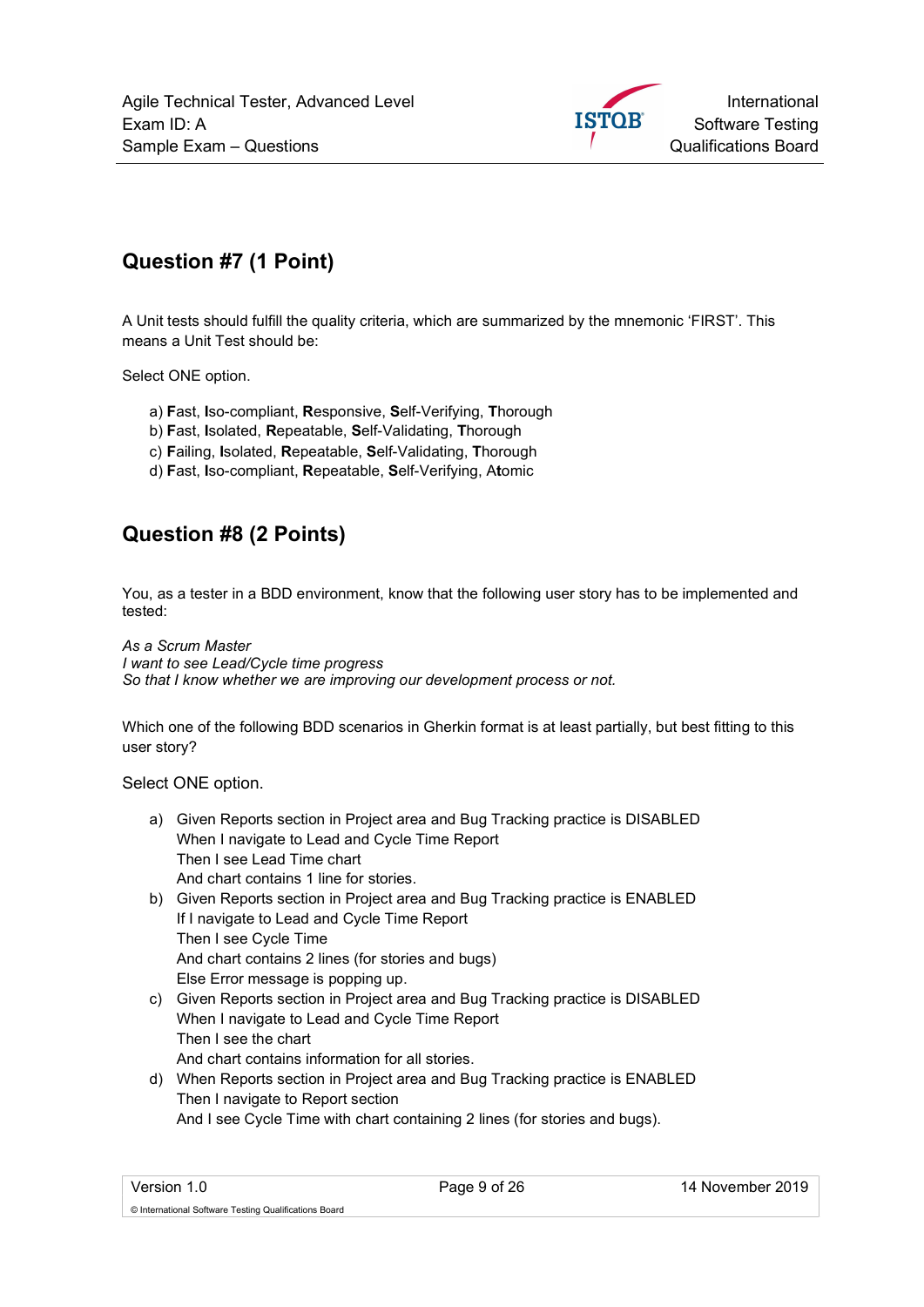## Question #7 (1 Point)

A Unit tests should fulfill the quality criteria, which are summarized by the mnemonic 'FIRST'. This means a Unit Test should be:

Select ONE option.

a) **F**ast, **I**so-compliant, **R**esponsive, **S**elf-Verifying, **T**horough
b) **F**ast, **I**solated, **R**epeatable, **S**elf-Validating, **T**horough
c) **F**ailing, **I**solated, **R**epeatable, **S**elf-Validating, **T**horough
d) **F**ast, **I**so-compliant, **R**epeatable, **S**elf-Verifying, A**t**omic

## Question #8 (2 Points)

You, as a tester in a BDD environment, know that the following user story has to be implemented and tested:

*As a Scrum Master*
*I want to see Lead/Cycle time progress*
*So that I know whether we are improving our development process or not.*

Which one of the following BDD scenarios in Gherkin format is at least partially, but best fitting to this user story?

Select ONE option.

a) Given Reports section in Project area and Bug Tracking practice is DISABLED
   When I navigate to Lead and Cycle Time Report
   Then I see Lead Time chart
   And chart contains 1 line for stories.
b) Given Reports section in Project area and Bug Tracking practice is ENABLED
   If I navigate to Lead and Cycle Time Report
   Then I see Cycle Time
   And chart contains 2 lines (for stories and bugs)
   Else Error message is popping up.
c) Given Reports section in Project area and Bug Tracking practice is DISABLED
   When I navigate to Lead and Cycle Time Report
   Then I see the chart
   And chart contains information for all stories.
d) When Reports section in Project area and Bug Tracking practice is ENABLED
   Then I navigate to Report section
   And I see Cycle Time with chart containing 2 lines (for stories and bugs).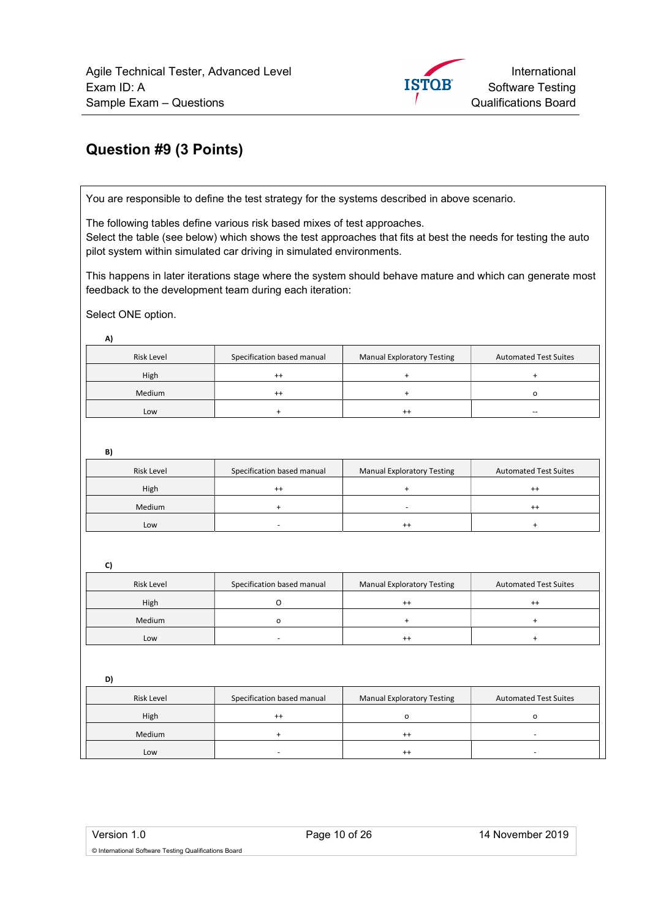## Question #9 (3 Points)

You are responsible to define the test strategy for the systems described in above scenario.

The following tables define various risk based mixes of test approaches.
Select the table (see below) which shows the test approaches that fits at best the needs for testing the auto pilot system within simulated car driving in simulated environments.

This happens in later iterations stage where the system should behave mature and which can generate most feedback to the development team during each iteration:

Select ONE option.

**A)**

| Risk Level | Specification based manual | Manual Exploratory Testing | Automated Test Suites |
|---|---|---|---|
| High | ++ | + | + |
| Medium | ++ | + | o |
| Low | + | ++ | -- |

**B)**

| Risk Level | Specification based manual | Manual Exploratory Testing | Automated Test Suites |
|---|---|---|---|
| High | ++ | + | ++ |
| Medium | + | - | ++ |
| Low | - | ++ | + |

**C)**

| Risk Level | Specification based manual | Manual Exploratory Testing | Automated Test Suites |
|---|---|---|---|
| High | O | ++ | ++ |
| Medium | o | + | + |
| Low | - | ++ | + |

**D)**

| Risk Level | Specification based manual | Manual Exploratory Testing | Automated Test Suites |
|---|---|---|---|
| High | ++ | o | o |
| Medium | + | ++ | - |
| Low | - | ++ | - |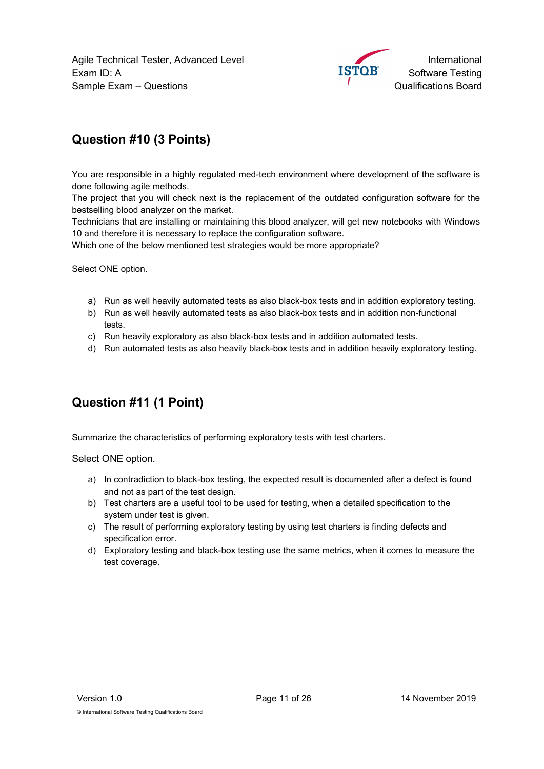## Question #10 (3 Points)

You are responsible in a highly regulated med-tech environment where development of the software is done following agile methods.
The project that you will check next is the replacement of the outdated configuration software for the bestselling blood analyzer on the market.
Technicians that are installing or maintaining this blood analyzer, will get new notebooks with Windows 10 and therefore it is necessary to replace the configuration software.
Which one of the below mentioned test strategies would be more appropriate?

Select ONE option.

a) Run as well heavily automated tests as also black-box tests and in addition exploratory testing.
b) Run as well heavily automated tests as also black-box tests and in addition non-functional tests.
c) Run heavily exploratory as also black-box tests and in addition automated tests.
d) Run automated tests as also heavily black-box tests and in addition heavily exploratory testing.

## Question #11 (1 Point)

Summarize the characteristics of performing exploratory tests with test charters.

Select ONE option.

a) In contradiction to black-box testing, the expected result is documented after a defect is found and not as part of the test design.
b) Test charters are a useful tool to be used for testing, when a detailed specification to the system under test is given.
c) The result of performing exploratory testing by using test charters is finding defects and specification error.
d) Exploratory testing and black-box testing use the same metrics, when it comes to measure the test coverage.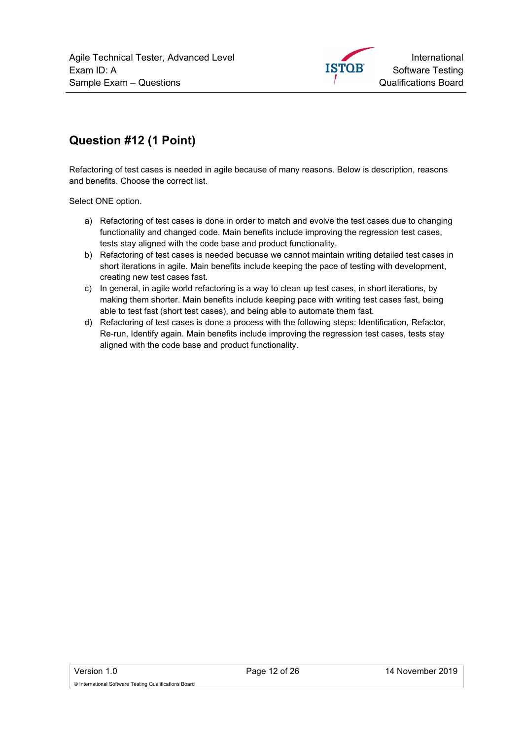## Question #12 (1 Point)

Refactoring of test cases is needed in agile because of many reasons. Below is description, reasons and benefits. Choose the correct list.

Select ONE option.

a) Refactoring of test cases is done in order to match and evolve the test cases due to changing functionality and changed code. Main benefits include improving the regression test cases, tests stay aligned with the code base and product functionality.

b) Refactoring of test cases is needed becuase we cannot maintain writing detailed test cases in short iterations in agile. Main benefits include keeping the pace of testing with development, creating new test cases fast.

c) In general, in agile world refactoring is a way to clean up test cases, in short iterations, by making them shorter. Main benefits include keeping pace with writing test cases fast, being able to test fast (short test cases), and being able to automate them fast.

d) Refactoring of test cases is done a process with the following steps: Identification, Refactor, Re-run, Identify again. Main benefits include improving the regression test cases, tests stay aligned with the code base and product functionality.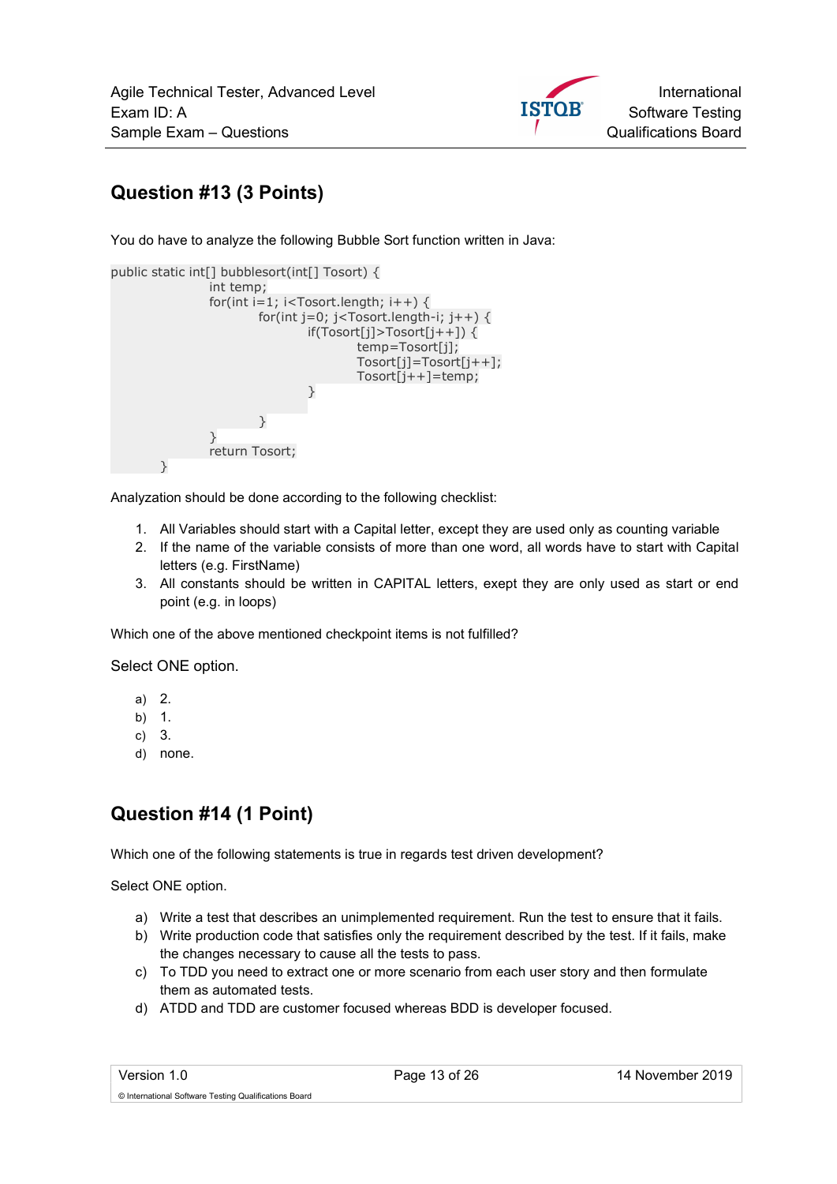## Question #13 (3 Points)

You do have to analyze the following Bubble Sort function written in Java:

```
public static int[] bubblesort(int[] Tosort) {
                int temp;
                for(int i=1; i<Tosort.length; i++) {
                        for(int j=0; j<Tosort.length-i; j++) {
                                if(Tosort[j]>Tosort[j++]) {
                                        temp=Tosort[j];
                                        Tosort[j]=Tosort[j++];
                                        Tosort[j++]=temp;
                                }

                        }
                }
                return Tosort;
        }
```

Analyzation should be done according to the following checklist:

1. All Variables should start with a Capital letter, except they are used only as counting variable
2. If the name of the variable consists of more than one word, all words have to start with Capital letters (e.g. FirstName)
3. All constants should be written in CAPITAL letters, exept they are only used as start or end point (e.g. in loops)

Which one of the above mentioned checkpoint items is not fulfilled?

Select ONE option.

a) 2.
b) 1.
c) 3.
d) none.

## Question #14 (1 Point)

Which one of the following statements is true in regards test driven development?

Select ONE option.

a) Write a test that describes an unimplemented requirement. Run the test to ensure that it fails.
b) Write production code that satisfies only the requirement described by the test. If it fails, make the changes necessary to cause all the tests to pass.
c) To TDD you need to extract one or more scenario from each user story and then formulate them as automated tests.
d) ATDD and TDD are customer focused whereas BDD is developer focused.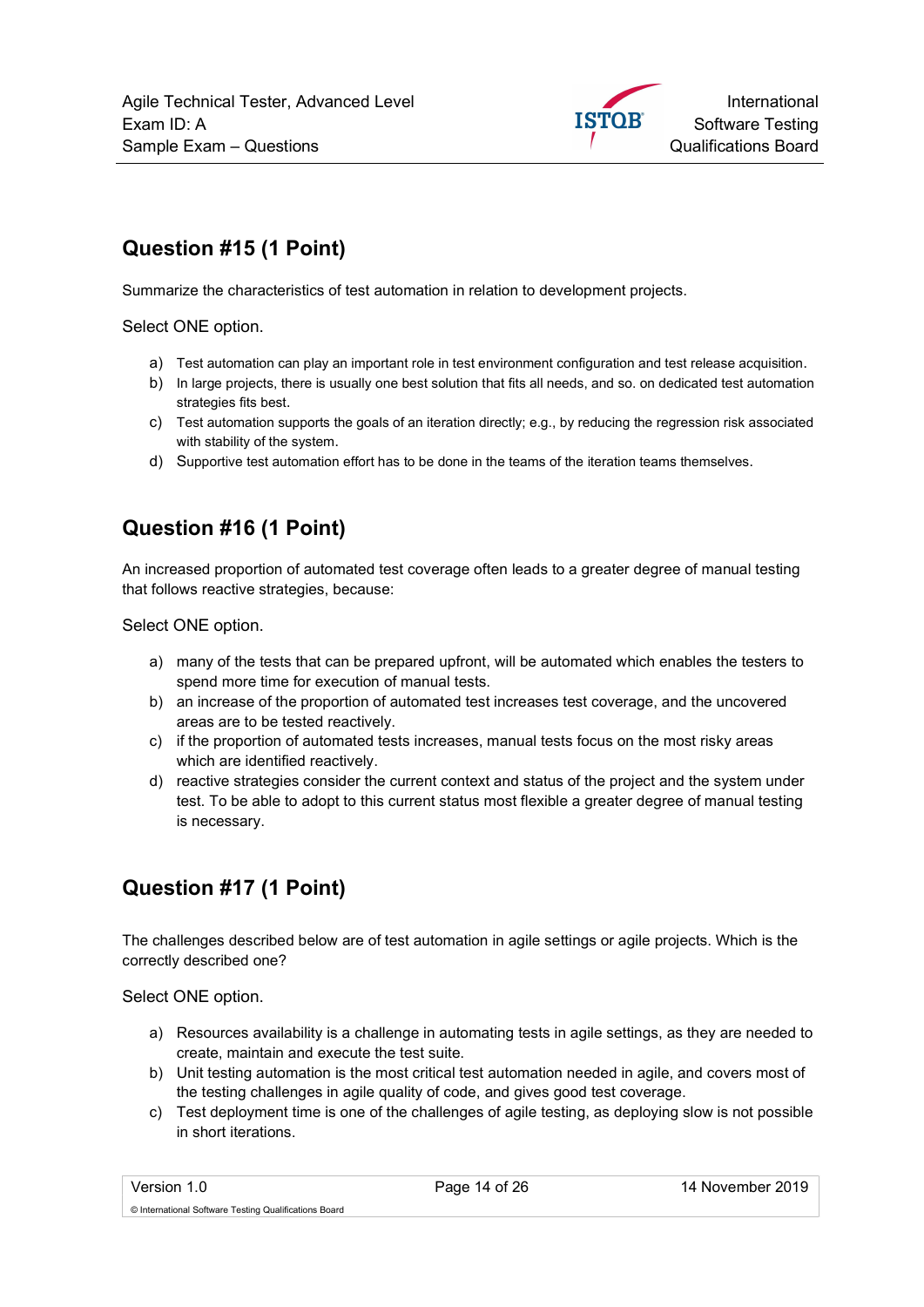## Question #15 (1 Point)

Summarize the characteristics of test automation in relation to development projects.

Select ONE option.

a) Test automation can play an important role in test environment configuration and test release acquisition.
b) In large projects, there is usually one best solution that fits all needs, and so. on dedicated test automation strategies fits best.
c) Test automation supports the goals of an iteration directly; e.g., by reducing the regression risk associated with stability of the system.
d) Supportive test automation effort has to be done in the teams of the iteration teams themselves.

## Question #16 (1 Point)

An increased proportion of automated test coverage often leads to a greater degree of manual testing that follows reactive strategies, because:

Select ONE option.

a) many of the tests that can be prepared upfront, will be automated which enables the testers to spend more time for execution of manual tests.
b) an increase of the proportion of automated test increases test coverage, and the uncovered areas are to be tested reactively.
c) if the proportion of automated tests increases, manual tests focus on the most risky areas which are identified reactively.
d) reactive strategies consider the current context and status of the project and the system under test. To be able to adopt to this current status most flexible a greater degree of manual testing is necessary.

## Question #17 (1 Point)

The challenges described below are of test automation in agile settings or agile projects. Which is the correctly described one?

Select ONE option.

a) Resources availability is a challenge in automating tests in agile settings, as they are needed to create, maintain and execute the test suite.
b) Unit testing automation is the most critical test automation needed in agile, and covers most of the testing challenges in agile quality of code, and gives good test coverage.
c) Test deployment time is one of the challenges of agile testing, as deploying slow is not possible in short iterations.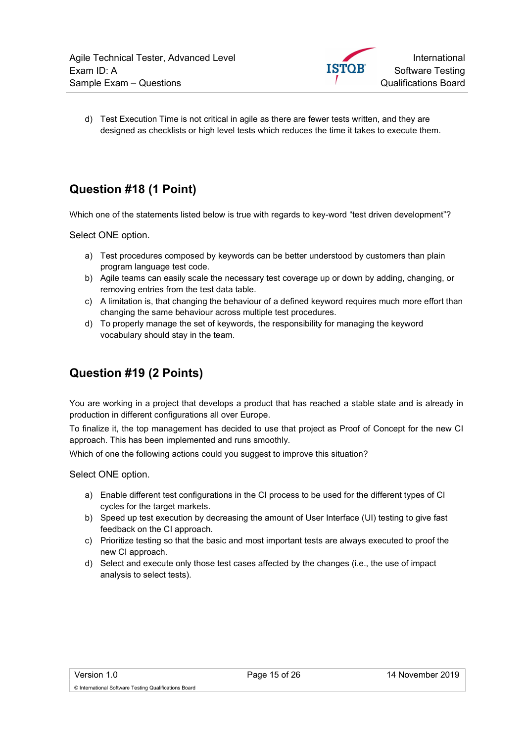d) Test Execution Time is not critical in agile as there are fewer tests written, and they are designed as checklists or high level tests which reduces the time it takes to execute them.

## Question #18 (1 Point)

Which one of the statements listed below is true with regards to key-word “test driven development”?

Select ONE option.

a) Test procedures composed by keywords can be better understood by customers than plain program language test code.
b) Agile teams can easily scale the necessary test coverage up or down by adding, changing, or removing entries from the test data table.
c) A limitation is, that changing the behaviour of a defined keyword requires much more effort than changing the same behaviour across multiple test procedures.
d) To properly manage the set of keywords, the responsibility for managing the keyword vocabulary should stay in the team.

## Question #19 (2 Points)

You are working in a project that develops a product that has reached a stable state and is already in production in different configurations all over Europe.

To finalize it, the top management has decided to use that project as Proof of Concept for the new CI approach. This has been implemented and runs smoothly.

Which of one the following actions could you suggest to improve this situation?

Select ONE option.

a) Enable different test configurations in the CI process to be used for the different types of CI cycles for the target markets.
b) Speed up test execution by decreasing the amount of User Interface (UI) testing to give fast feedback on the CI approach.
c) Prioritize testing so that the basic and most important tests are always executed to proof the new CI approach.
d) Select and execute only those test cases affected by the changes (i.e., the use of impact analysis to select tests).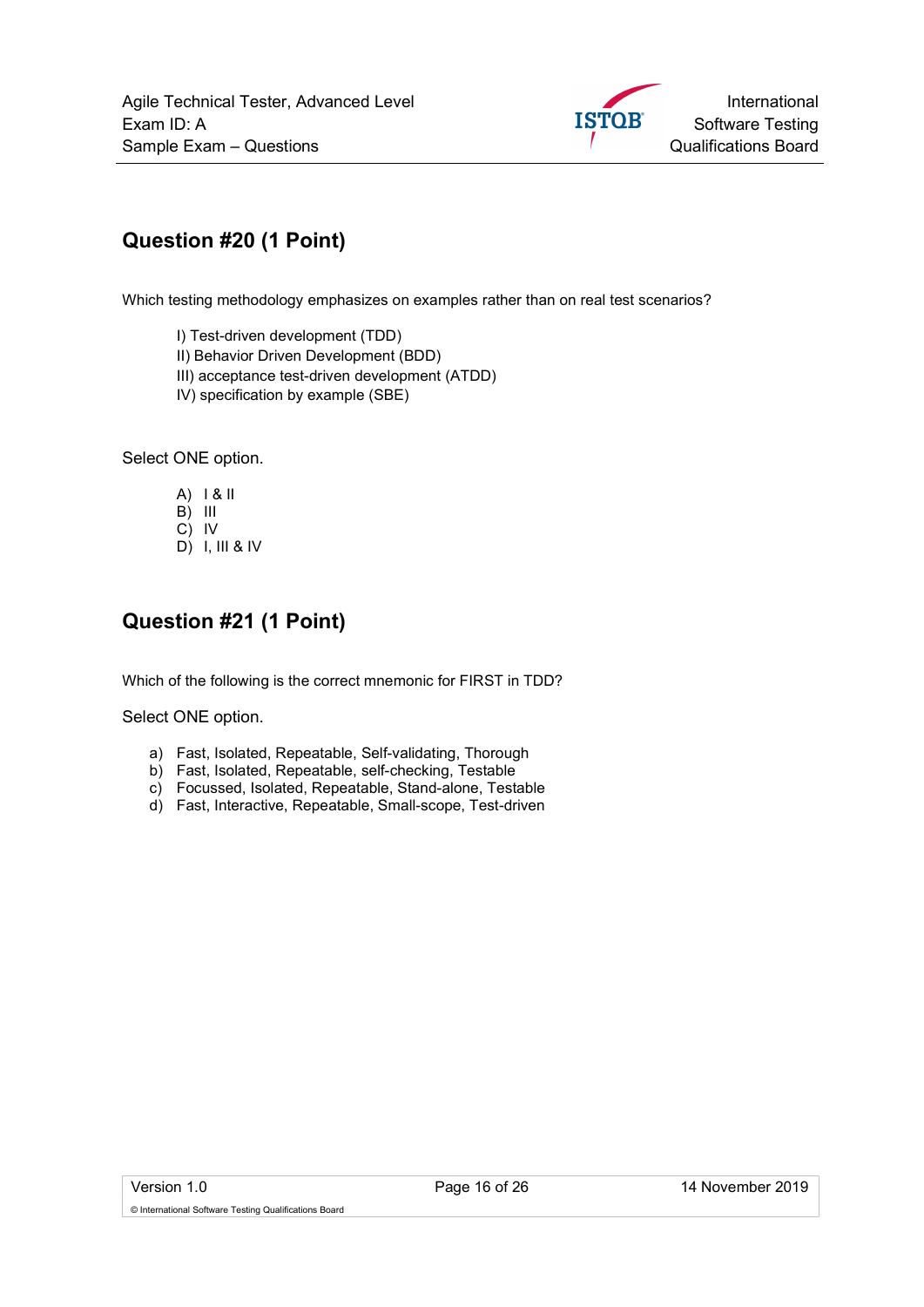## Question #20 (1 Point)

Which testing methodology emphasizes on examples rather than on real test scenarios?

I) Test-driven development (TDD)
II) Behavior Driven Development (BDD)
III) acceptance test-driven development (ATDD)
IV) specification by example (SBE)

Select ONE option.

A) I & II
B) III
C) IV
D) I, III & IV

## Question #21 (1 Point)

Which of the following is the correct mnemonic for FIRST in TDD?

Select ONE option.

a) Fast, Isolated, Repeatable, Self-validating, Thorough
b) Fast, Isolated, Repeatable, self-checking, Testable
c) Focussed, Isolated, Repeatable, Stand-alone, Testable
d) Fast, Interactive, Repeatable, Small-scope, Test-driven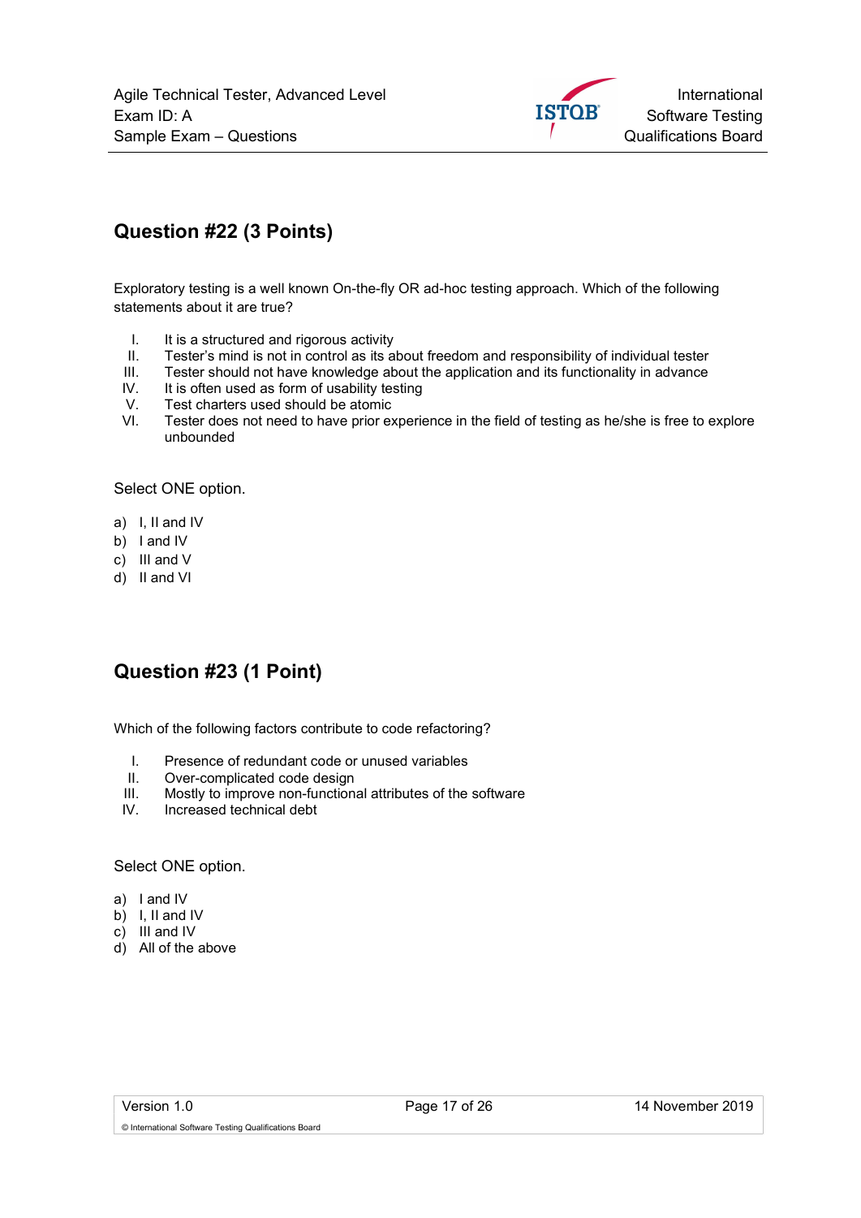## Question #22 (3 Points)

Exploratory testing is a well known On-the-fly OR ad-hoc testing approach. Which of the following statements about it are true?

I. It is a structured and rigorous activity
II. Tester's mind is not in control as its about freedom and responsibility of individual tester
III. Tester should not have knowledge about the application and its functionality in advance
IV. It is often used as form of usability testing
V. Test charters used should be atomic
VI. Tester does not need to have prior experience in the field of testing as he/she is free to explore unbounded

Select ONE option.

a) I, II and IV
b) I and IV
c) III and V
d) II and VI

## Question #23 (1 Point)

Which of the following factors contribute to code refactoring?

I. Presence of redundant code or unused variables
II. Over-complicated code design
III. Mostly to improve non-functional attributes of the software
IV. Increased technical debt

Select ONE option.

a) I and IV
b) I, II and IV
c) III and IV
d) All of the above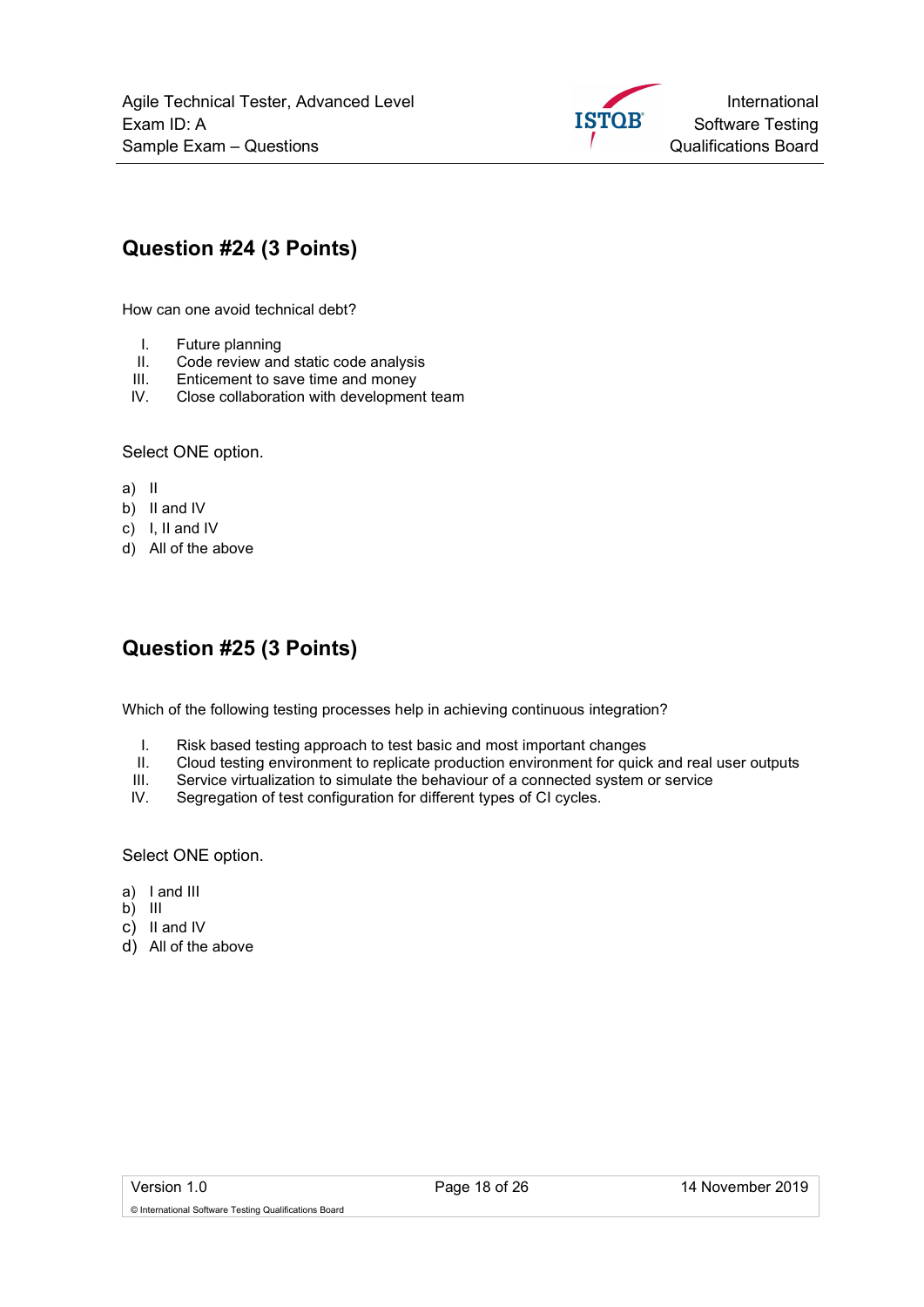## Question #24 (3 Points)

How can one avoid technical debt?

I. Future planning
II. Code review and static code analysis
III. Enticement to save time and money
IV. Close collaboration with development team

Select ONE option.

a) II
b) II and IV
c) I, II and IV
d) All of the above

## Question #25 (3 Points)

Which of the following testing processes help in achieving continuous integration?

I. Risk based testing approach to test basic and most important changes
II. Cloud testing environment to replicate production environment for quick and real user outputs
III. Service virtualization to simulate the behaviour of a connected system or service
IV. Segregation of test configuration for different types of CI cycles.

Select ONE option.

a) I and III
b) III
c) II and IV
d) All of the above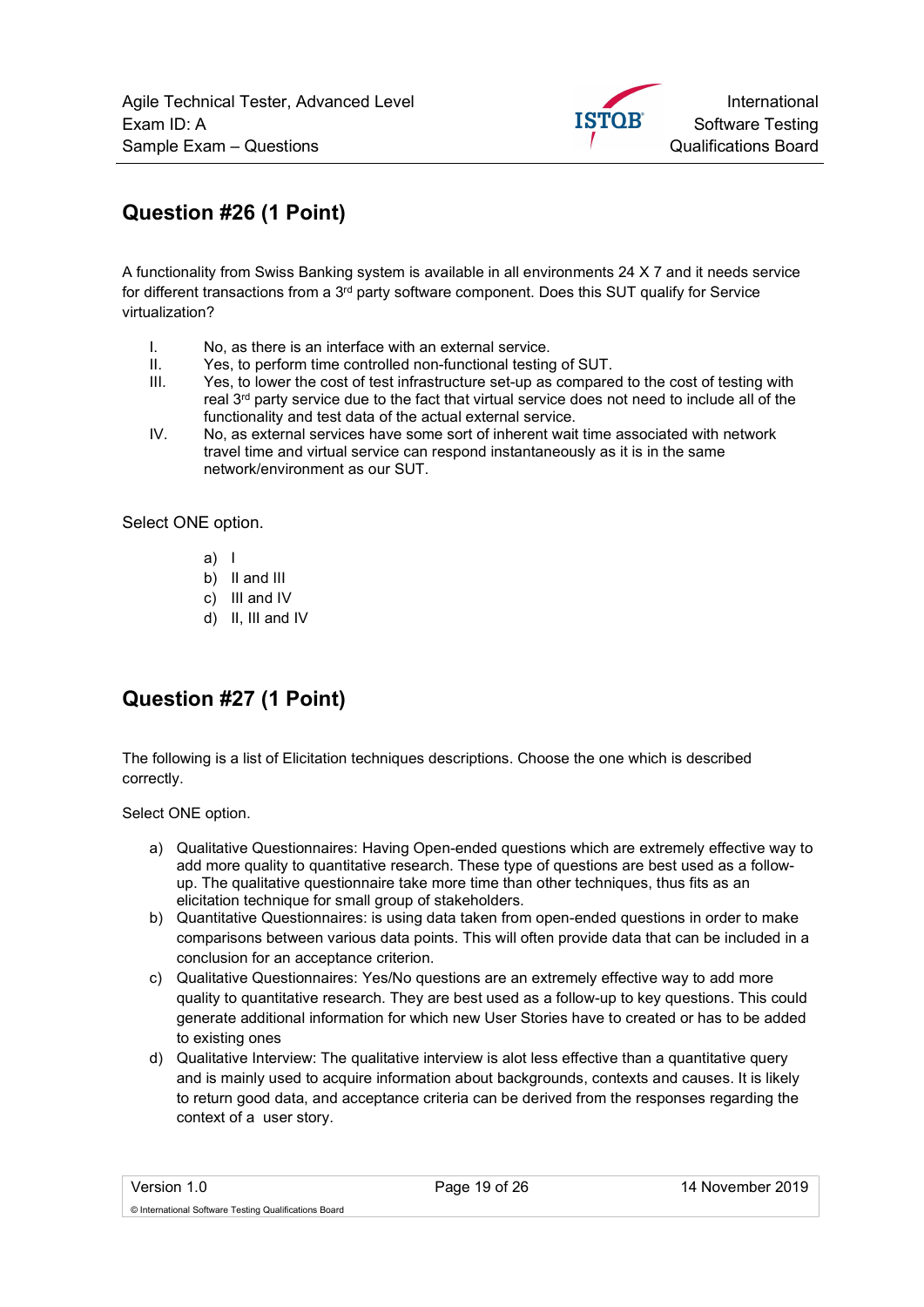## Question #26 (1 Point)

A functionality from Swiss Banking system is available in all environments 24 X 7 and it needs service for different transactions from a 3rd party software component. Does this SUT qualify for Service virtualization?

I. No, as there is an interface with an external service.
II. Yes, to perform time controlled non-functional testing of SUT.
III. Yes, to lower the cost of test infrastructure set-up as compared to the cost of testing with real 3rd party service due to the fact that virtual service does not need to include all of the functionality and test data of the actual external service.
IV. No, as external services have some sort of inherent wait time associated with network travel time and virtual service can respond instantaneously as it is in the same network/environment as our SUT.

Select ONE option.

a) I
b) II and III
c) III and IV
d) II, III and IV

## Question #27 (1 Point)

The following is a list of Elicitation techniques descriptions. Choose the one which is described correctly.

Select ONE option.

a) Qualitative Questionnaires: Having Open-ended questions which are extremely effective way to add more quality to quantitative research. These type of questions are best used as a follow-up. The qualitative questionnaire take more time than other techniques, thus fits as an elicitation technique for small group of stakeholders.
b) Quantitative Questionnaires: is using data taken from open-ended questions in order to make comparisons between various data points. This will often provide data that can be included in a conclusion for an acceptance criterion.
c) Qualitative Questionnaires: Yes/No questions are an extremely effective way to add more quality to quantitative research. They are best used as a follow-up to key questions. This could generate additional information for which new User Stories have to created or has to be added to existing ones
d) Qualitative Interview: The qualitative interview is alot less effective than a quantitative query and is mainly used to acquire information about backgrounds, contexts and causes. It is likely to return good data, and acceptance criteria can be derived from the responses regarding the context of a user story.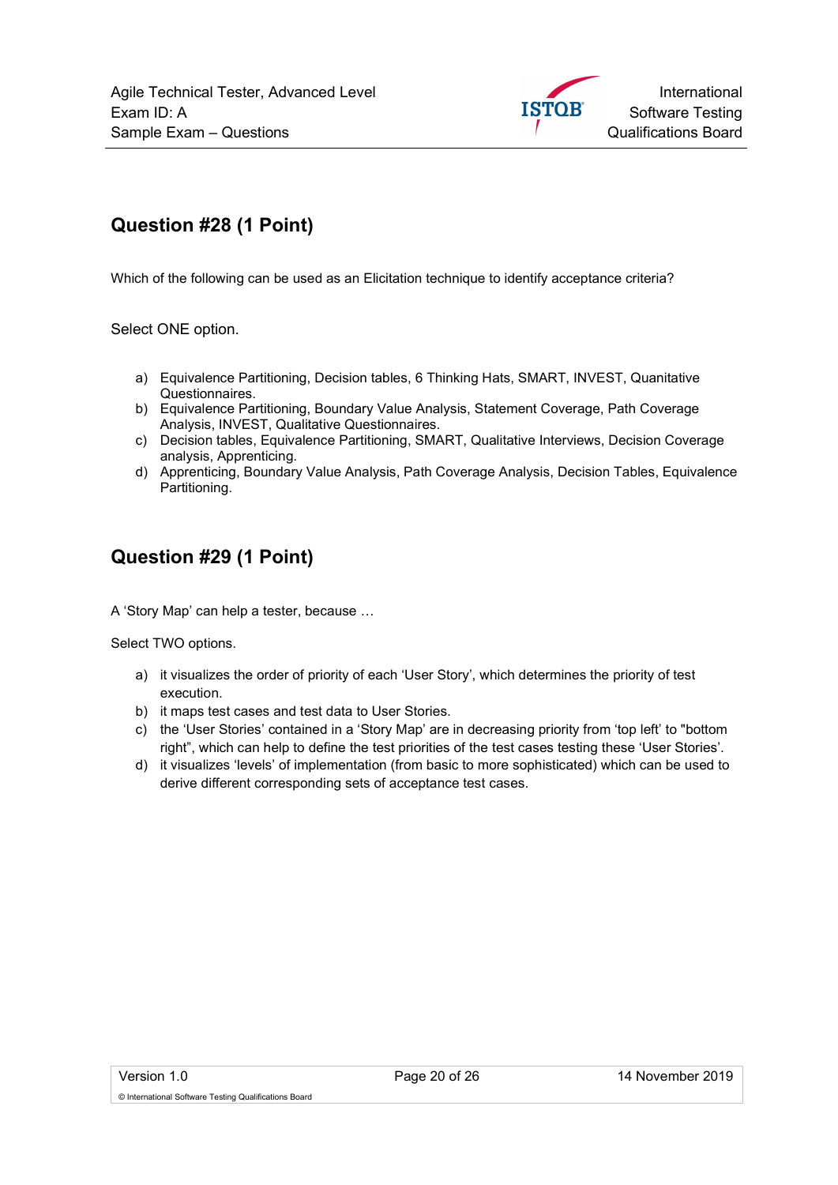## Question #28 (1 Point)

Which of the following can be used as an Elicitation technique to identify acceptance criteria?

Select ONE option.

a) Equivalence Partitioning, Decision tables, 6 Thinking Hats, SMART, INVEST, Quanitative Questionnaires.
b) Equivalence Partitioning, Boundary Value Analysis, Statement Coverage, Path Coverage Analysis, INVEST, Qualitative Questionnaires.
c) Decision tables, Equivalence Partitioning, SMART, Qualitative Interviews, Decision Coverage analysis, Apprenticing.
d) Apprenticing, Boundary Value Analysis, Path Coverage Analysis, Decision Tables, Equivalence Partitioning.

## Question #29 (1 Point)

A 'Story Map' can help a tester, because …

Select TWO options.

a) it visualizes the order of priority of each 'User Story', which determines the priority of test execution.
b) it maps test cases and test data to User Stories.
c) the 'User Stories' contained in a 'Story Map' are in decreasing priority from 'top left' to "bottom right", which can help to define the test priorities of the test cases testing these 'User Stories'.
d) it visualizes 'levels' of implementation (from basic to more sophisticated) which can be used to derive different corresponding sets of acceptance test cases.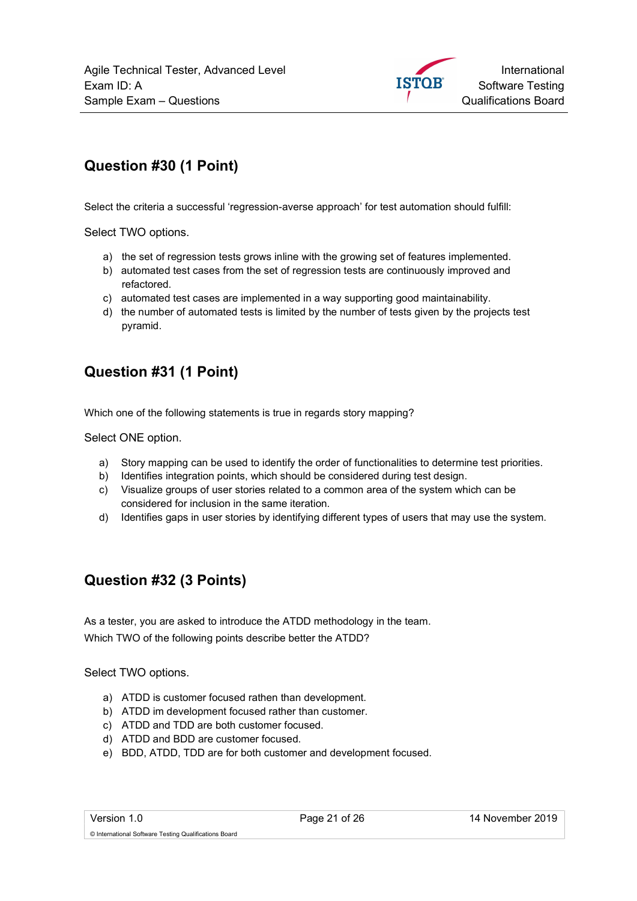## Question #30 (1 Point)

Select the criteria a successful 'regression-averse approach' for test automation should fulfill:

Select TWO options.

a) the set of regression tests grows inline with the growing set of features implemented.
b) automated test cases from the set of regression tests are continuously improved and refactored.
c) automated test cases are implemented in a way supporting good maintainability.
d) the number of automated tests is limited by the number of tests given by the projects test pyramid.

## Question #31 (1 Point)

Which one of the following statements is true in regards story mapping?

Select ONE option.

a) Story mapping can be used to identify the order of functionalities to determine test priorities.
b) Identifies integration points, which should be considered during test design.
c) Visualize groups of user stories related to a common area of the system which can be considered for inclusion in the same iteration.
d) Identifies gaps in user stories by identifying different types of users that may use the system.

## Question #32 (3 Points)

As a tester, you are asked to introduce the ATDD methodology in the team.
Which TWO of the following points describe better the ATDD?

Select TWO options.

a) ATDD is customer focused rathen than development.
b) ATDD im development focused rather than customer.
c) ATDD and TDD are both customer focused.
d) ATDD and BDD are customer focused.
e) BDD, ATDD, TDD are for both customer and development focused.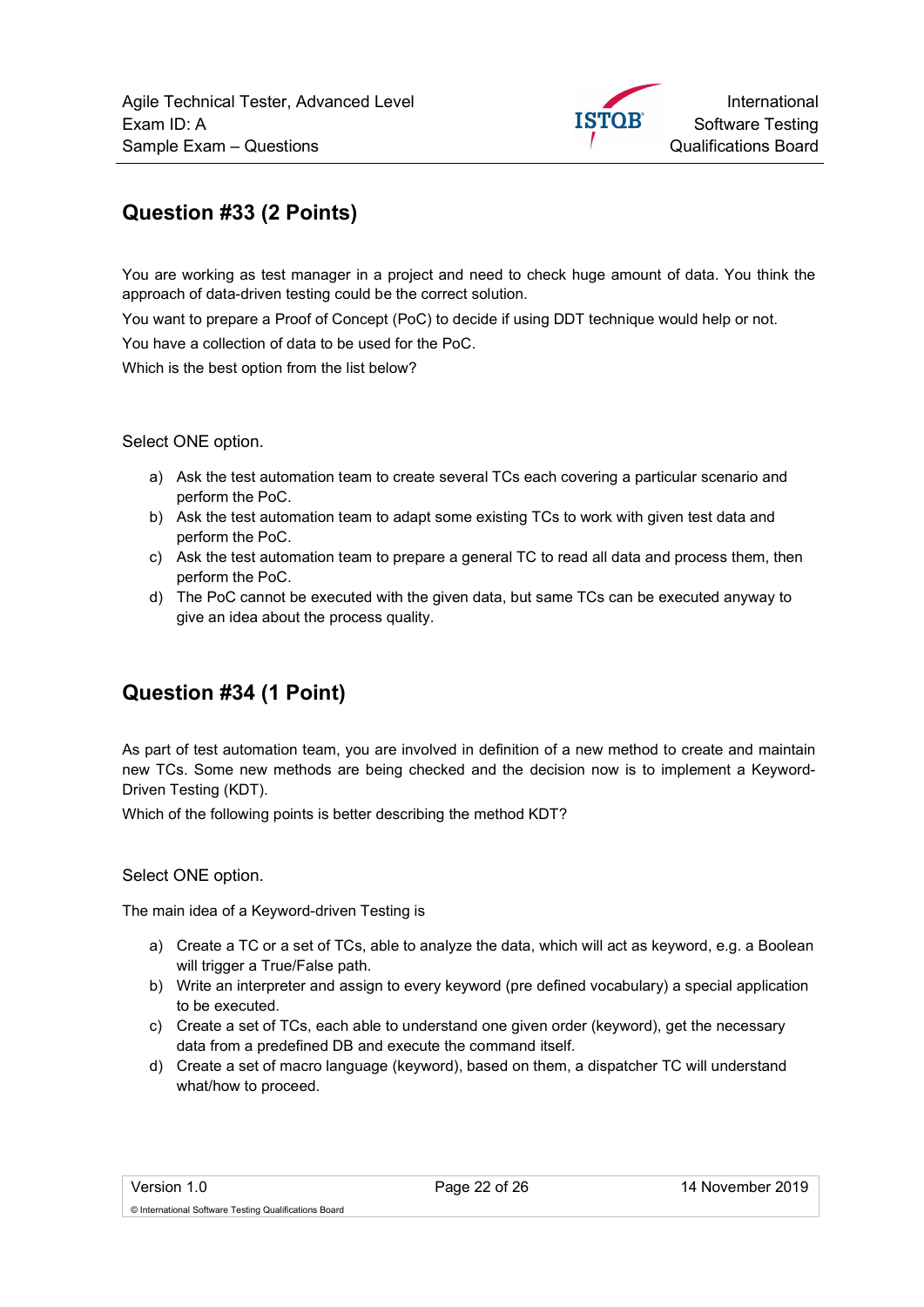## Question #33 (2 Points)

You are working as test manager in a project and need to check huge amount of data. You think the approach of data-driven testing could be the correct solution.

You want to prepare a Proof of Concept (PoC) to decide if using DDT technique would help or not.

You have a collection of data to be used for the PoC.

Which is the best option from the list below?

Select ONE option.

a) Ask the test automation team to create several TCs each covering a particular scenario and perform the PoC.
b) Ask the test automation team to adapt some existing TCs to work with given test data and perform the PoC.
c) Ask the test automation team to prepare a general TC to read all data and process them, then perform the PoC.
d) The PoC cannot be executed with the given data, but same TCs can be executed anyway to give an idea about the process quality.

## Question #34 (1 Point)

As part of test automation team, you are involved in definition of a new method to create and maintain new TCs. Some new methods are being checked and the decision now is to implement a Keyword-Driven Testing (KDT).

Which of the following points is better describing the method KDT?

Select ONE option.

The main idea of a Keyword-driven Testing is

a) Create a TC or a set of TCs, able to analyze the data, which will act as keyword, e.g. a Boolean will trigger a True/False path.
b) Write an interpreter and assign to every keyword (pre defined vocabulary) a special application to be executed.
c) Create a set of TCs, each able to understand one given order (keyword), get the necessary data from a predefined DB and execute the command itself.
d) Create a set of macro language (keyword), based on them, a dispatcher TC will understand what/how to proceed.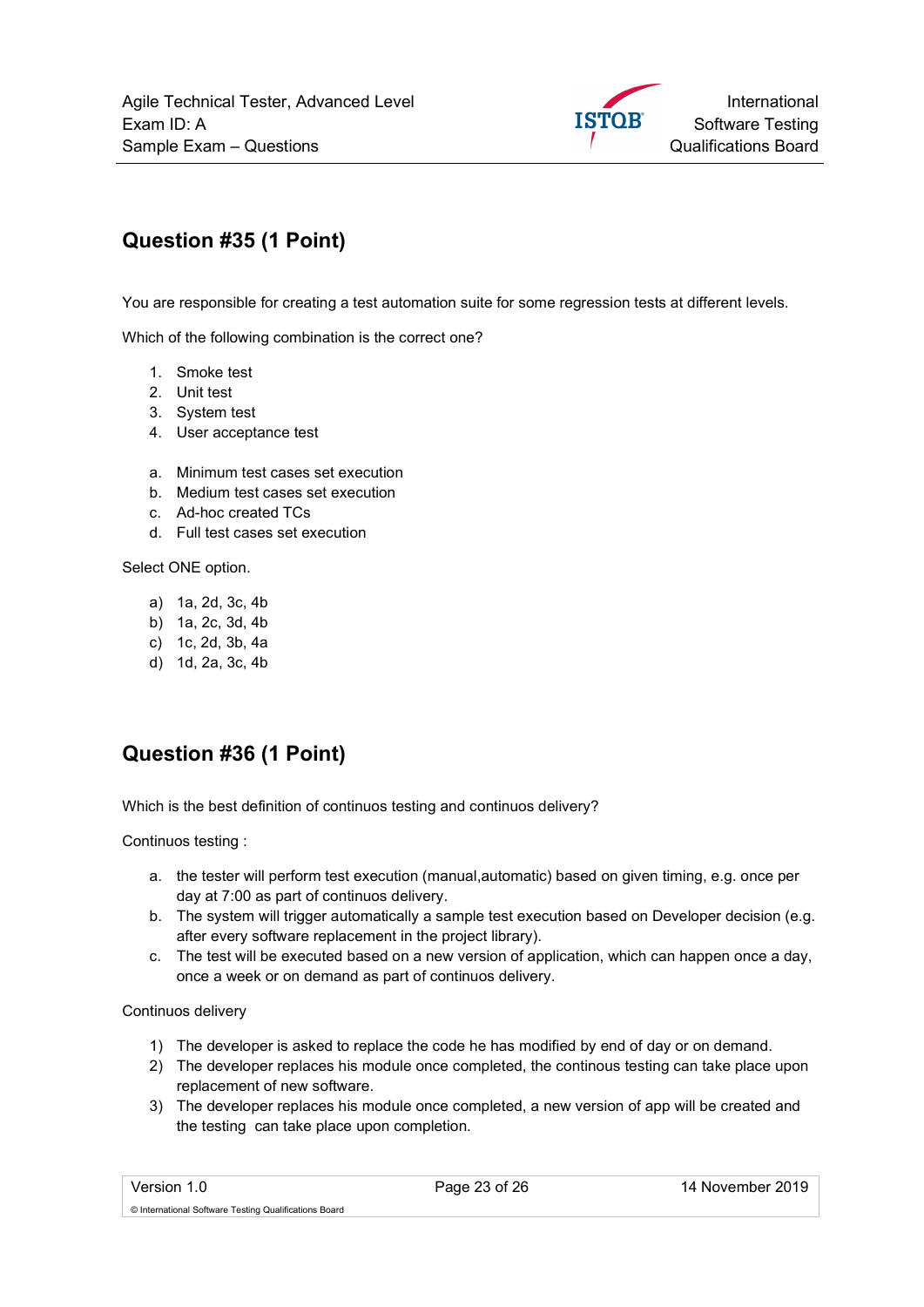## Question #35 (1 Point)

You are responsible for creating a test automation suite for some regression tests at different levels.

Which of the following combination is the correct one?

1. Smoke test
2. Unit test
3. System test
4. User acceptance test

a. Minimum test cases set execution
b. Medium test cases set execution
c. Ad-hoc created TCs
d. Full test cases set execution

Select ONE option.

a) 1a, 2d, 3c, 4b
b) 1a, 2c, 3d, 4b
c) 1c, 2d, 3b, 4a
d) 1d, 2a, 3c, 4b

## Question #36 (1 Point)

Which is the best definition of continuos testing and continuos delivery?

Continuos testing :

a. the tester will perform test execution (manual,automatic) based on given timing, e.g. once per day at 7:00 as part of continuos delivery.
b. The system will trigger automatically a sample test execution based on Developer decision (e.g. after every software replacement in the project library).
c. The test will be executed based on a new version of application, which can happen once a day, once a week or on demand as part of continuos delivery.

Continuos delivery

1) The developer is asked to replace the code he has modified by end of day or on demand.
2) The developer replaces his module once completed, the continous testing can take place upon replacement of new software.
3) The developer replaces his module once completed, a new version of app will be created and the testing can take place upon completion.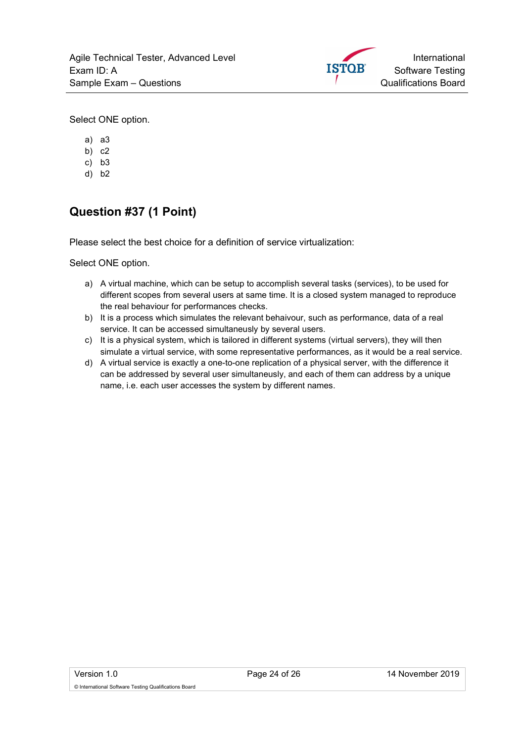Select ONE option.

a) a3
b) c2
c) b3
d) b2

## Question #37 (1 Point)

Please select the best choice for a definition of service virtualization:

Select ONE option.

a) A virtual machine, which can be setup to accomplish several tasks (services), to be used for different scopes from several users at same time. It is a closed system managed to reproduce the real behaviour for performances checks.
b) It is a process which simulates the relevant behaivour, such as performance, data of a real service. It can be accessed simultaneusly by several users.
c) It is a physical system, which is tailored in different systems (virtual servers), they will then simulate a virtual service, with some representative performances, as it would be a real service.
d) A virtual service is exactly a one-to-one replication of a physical server, with the difference it can be addressed by several user simultaneusly, and each of them can address by a unique name, i.e. each user accesses the system by different names.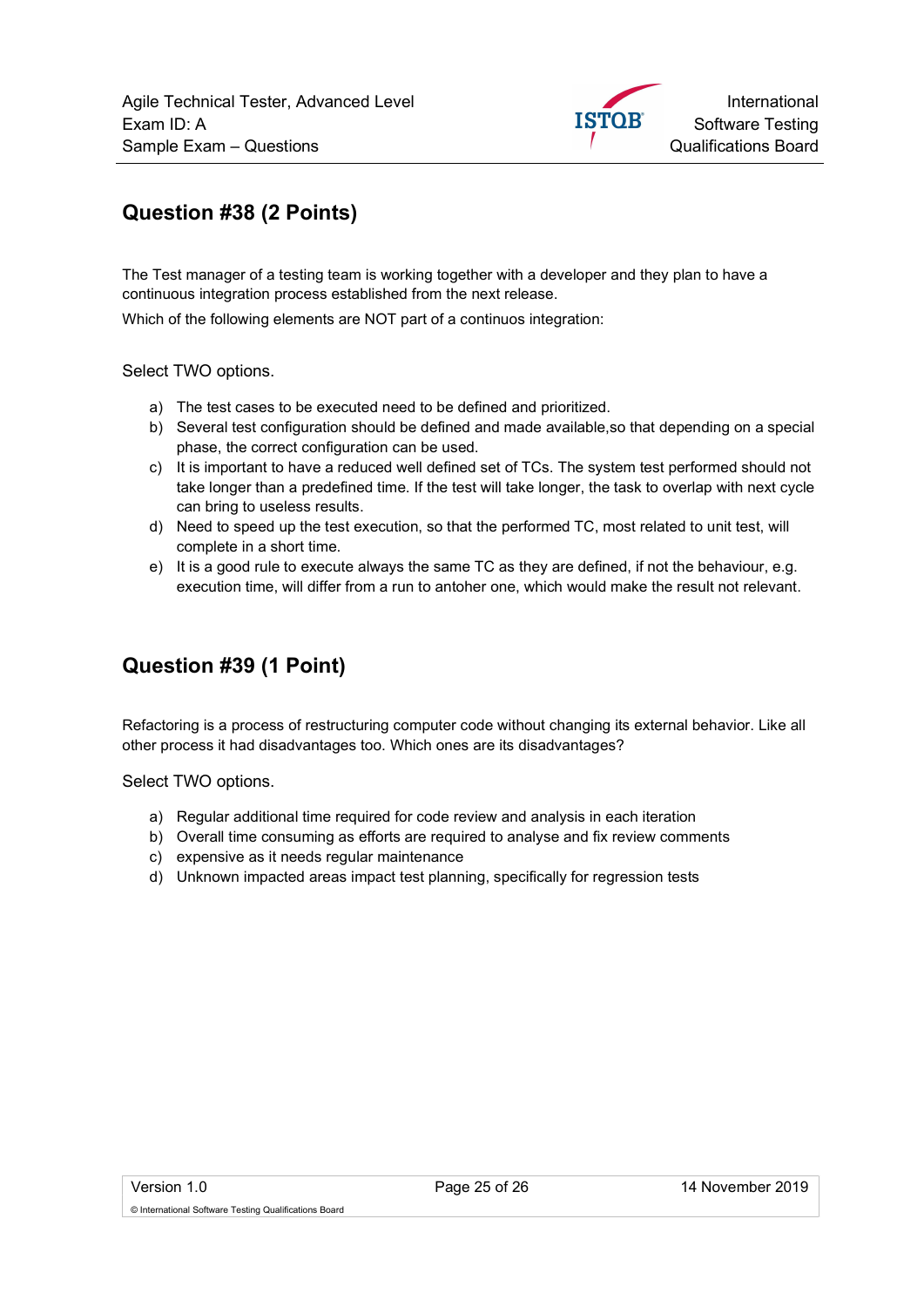## Question #38 (2 Points)

The Test manager of a testing team is working together with a developer and they plan to have a continuous integration process established from the next release.

Which of the following elements are NOT part of a continuos integration:

Select TWO options.

a) The test cases to be executed need to be defined and prioritized.
b) Several test configuration should be defined and made available,so that depending on a special phase, the correct configuration can be used.
c) It is important to have a reduced well defined set of TCs. The system test performed should not take longer than a predefined time. If the test will take longer, the task to overlap with next cycle can bring to useless results.
d) Need to speed up the test execution, so that the performed TC, most related to unit test, will complete in a short time.
e) It is a good rule to execute always the same TC as they are defined, if not the behaviour, e.g. execution time, will differ from a run to antoher one, which would make the result not relevant.

## Question #39 (1 Point)

Refactoring is a process of restructuring computer code without changing its external behavior. Like all other process it had disadvantages too. Which ones are its disadvantages?

Select TWO options.

a) Regular additional time required for code review and analysis in each iteration
b) Overall time consuming as efforts are required to analyse and fix review comments
c) expensive as it needs regular maintenance
d) Unknown impacted areas impact test planning, specifically for regression tests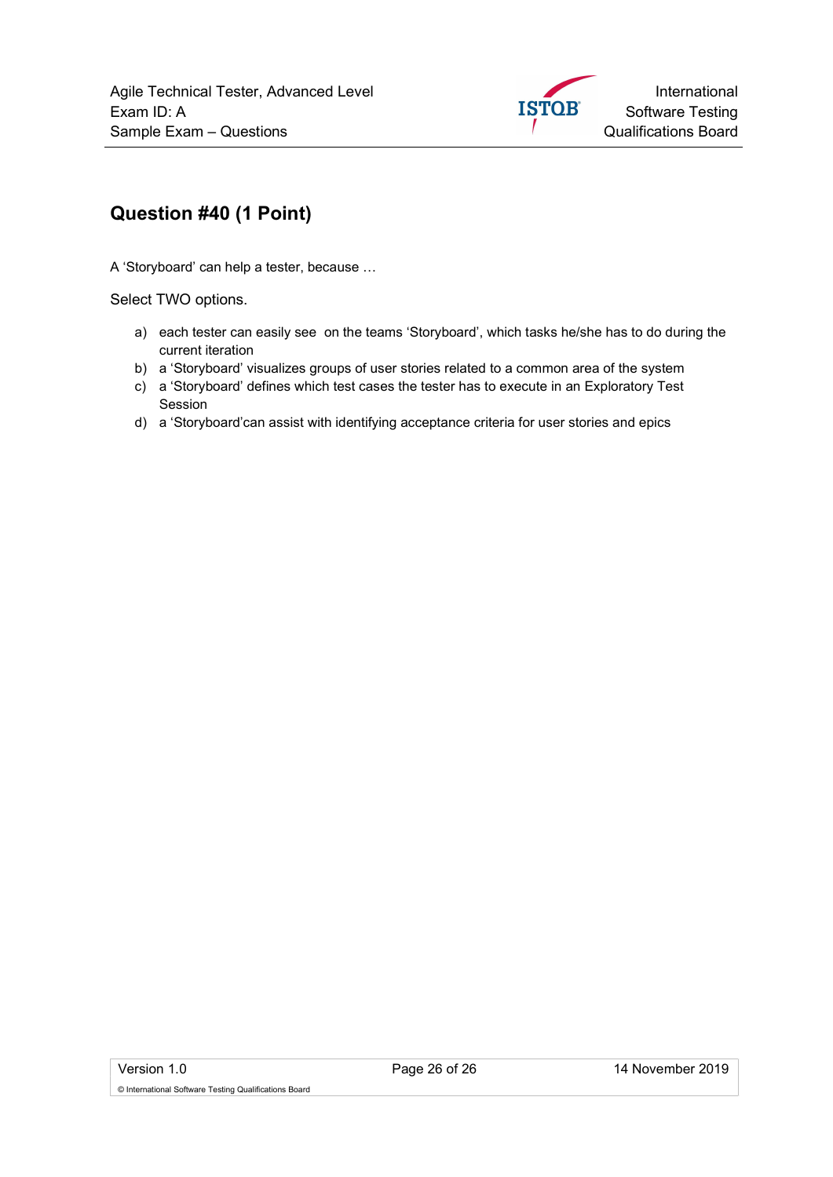## Question #40 (1 Point)

A 'Storyboard' can help a tester, because …

Select TWO options.

a) each tester can easily see  on the teams 'Storyboard', which tasks he/she has to do during the current iteration
b) a 'Storyboard' visualizes groups of user stories related to a common area of the system
c) a 'Storyboard' defines which test cases the tester has to execute in an Exploratory Test Session
d) a 'Storyboard'can assist with identifying acceptance criteria for user stories and epics